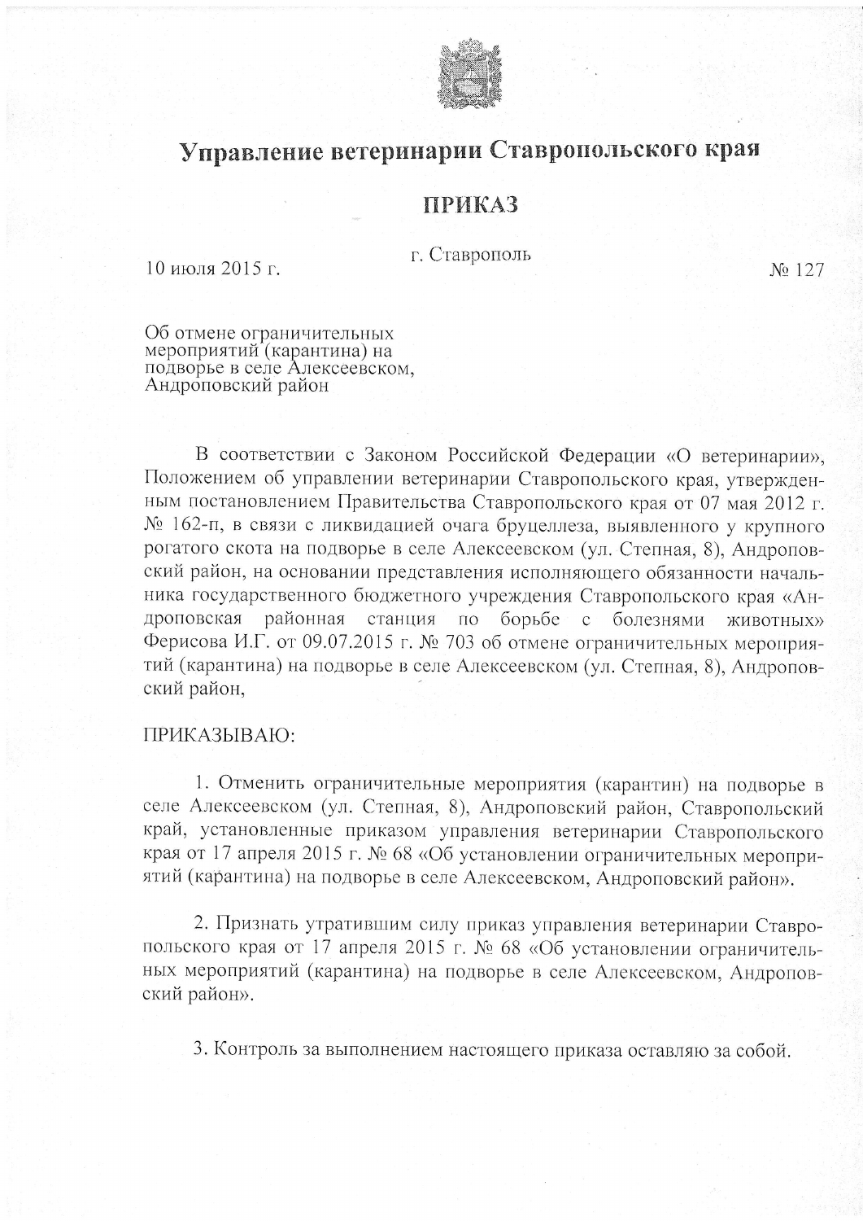# Управление ветеринарии Ставропольского края

## ПРИКАЗ

г. Ставрополь

10 июля 2015 г. № 127

Об отмене ограничительных мероприятий (карантина) на подворье в селе Алексеевском, Андроповский район

В соответствии с Законом Российской Федерации «О ветеринарии», Положением об управлении ветеринарии Ставропольского края, утвержденным постановлением Правительства Ставропольского края от 07 мая 2012 г. № 162-п, в связи с ликвидацией очага бруцеллеза, выявленного у крупного рогатого скота на подворье в селе Алексеевском (ул. Степная, 8), Андроповский район, на основании представления исполняющего обязанности начальника государственного бюджетного учреждения Ставропольского края «Андроповская районная станция по борьбе с болезнями животных» Ферисова И.Г. от 09.07.2015 г. № 703 об отмене ограничительных мероприятий (карантина) на подворье в селе Алексеевском (ул. Степная, 8), Андроповский район,

ПРИКАЗЫВАЮ:

1. Отменить ограничительные мероприятия (карантин) на подворье в селе Алексеевском (ул. Степная, 8), Андроповский район, Ставропольский край, установленные приказом управления ветеринарии Ставропольского края от 17 апреля 2015 г. № 68 «Об установлении ограничительных мероприятий (карантина) на подворье в селе Алексеевском, Андроповский район».

2. Признать утратившим силу приказ управления ветеринарии Ставропольского края от 17 апреля 2015 г. № 68 «Об установлении ограничительных мероприятий (карантина) на подворье в селе Алексеевском, Андроповский район».

3. Контроль за выполнением настоящего приказа оставляю за собой.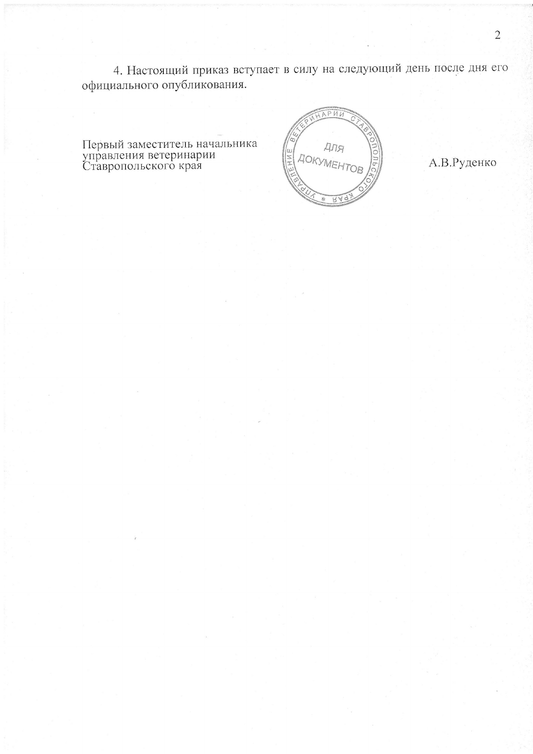4. Настоящий приказ вступает в силу на следующий день после дня его официального опубликования.

Первый заместитель начальника
управления ветеринарии
Ставропольского края

А.В.Руденко